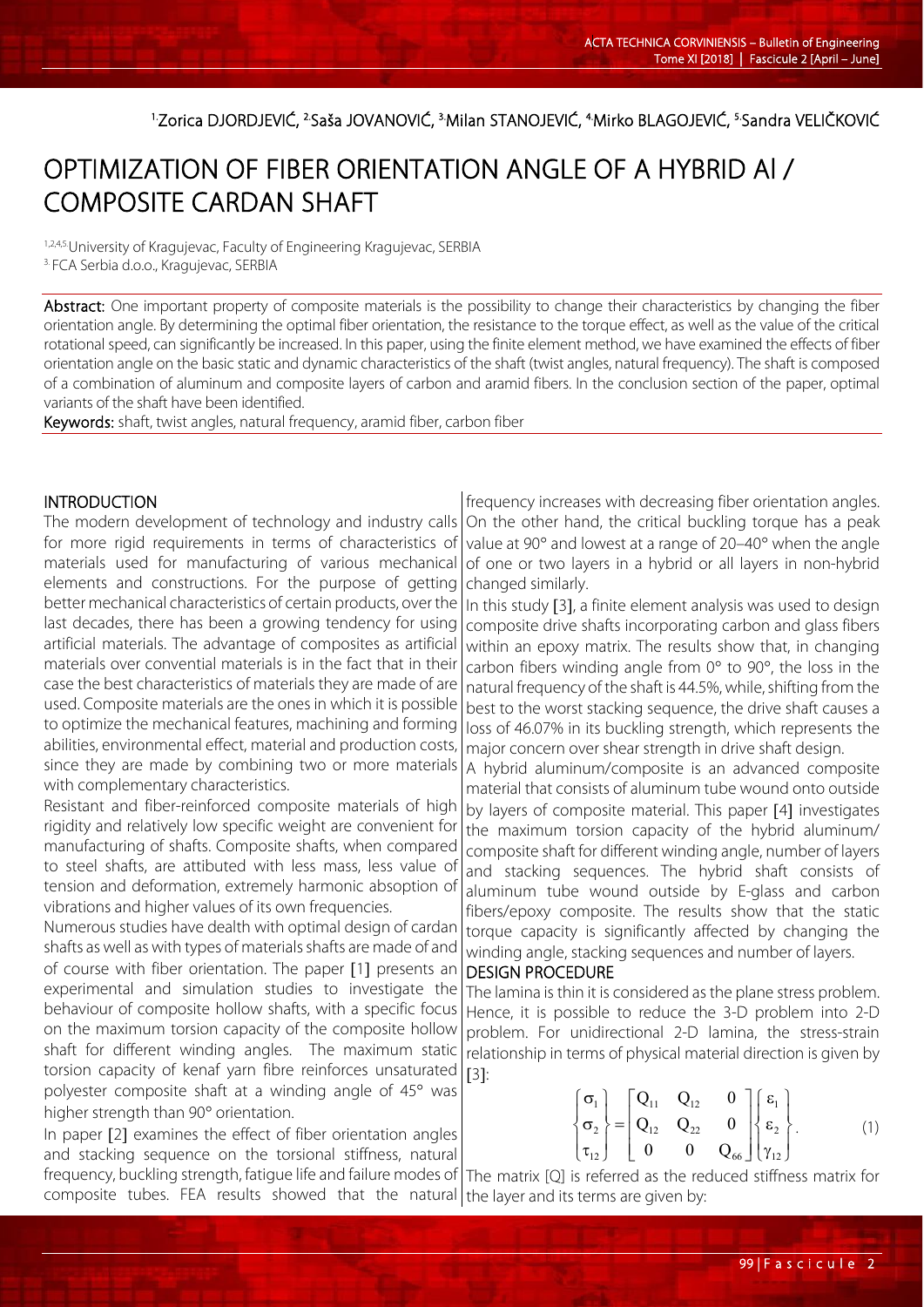[1.]Zorica DJORDJEVIĆ, [2.]Saša JOVANOVIĆ, [3.]Milan STANOJEVIĆ, [4.]Mirko BLAGOJEVIĆ, [5.]Sandra VELIČKOVIĆ

# OPTIMIZATION OF FIBER ORIENTATION ANGLE OF A HYBRID Al / COMPOSITE CARDAN SHAFT

[1,2,4,5]University of Kragujevac, Faculty of Engineering Kragujevac, SERBIA
[3.]FCA Serbia d.o.o., Kragujevac, SERBIA

**Abstract:** One important property of composite materials is the possibility to change their characteristics by changing the fiber orientation angle. By determining the optimal fiber orientation, the resistance to the torque effect, as well as the value of the critical rotational speed, can significantly be increased. In this paper, using the finite element method, we have examined the effects of fiber orientation angle on the basic static and dynamic characteristics of the shaft (twist angles, natural frequency). The shaft is composed of a combination of aluminum and composite layers of carbon and aramid fibers. In the conclusion section of the paper, optimal variants of the shaft have been identified.

**Keywords:** shaft, twist angles, natural frequency, aramid fiber, carbon fiber

## INTRODUCTION

The modern development of technology and industry calls for more rigid requirements in terms of characteristics of materials used for manufacturing of various mechanical elements and constructions. For the purpose of getting better mechanical characteristics of certain products, over the last decades, there has been a growing tendency for using artificial materials. The advantage of composites as artificial materials over convential materials is in the fact that in their case the best characteristics of materials they are made of are used. Composite materials are the ones in which it is possible to optimize the mechanical features, machining and forming abilities, environmental effect, material and production costs, since they are made by combining two or more materials with complementary characteristics.

Resistant and fiber-reinforced composite materials of high rigidity and relatively low specific weight are convenient for manufacturing of shafts. Composite shafts, when compared to steel shafts, are attibuted with less mass, less value of tension and deformation, extremely harmonic absoption of vibrations and higher values of its own frequencies.

Numerous studies have dealth with optimal design of cardan shafts as well as with types of materials shafts are made of and of course with fiber orientation. The paper [1] presents an experimental and simulation studies to investigate the behaviour of composite hollow shafts, with a specific focus on the maximum torsion capacity of the composite hollow shaft for different winding angles. The maximum static torsion capacity of kenaf yarn fibre reinforces unsaturated polyester composite shaft at a winding angle of 45° was higher strength than 90° orientation.

In paper [2] examines the effect of fiber orientation angles and stacking sequence on the torsional stiffness, natural frequency, buckling strength, fatigue life and failure modes of composite tubes. FEA results showed that the natural frequency increases with decreasing fiber orientation angles. On the other hand, the critical buckling torque has a peak value at 90° and lowest at a range of 20–40° when the angle of one or two layers in a hybrid or all layers in non-hybrid changed similarly.

In this study [3], a finite element analysis was used to design composite drive shafts incorporating carbon and glass fibers within an epoxy matrix. The results show that, in changing carbon fibers winding angle from 0° to 90°, the loss in the natural frequency of the shaft is 44.5%, while, shifting from the best to the worst stacking sequence, the drive shaft causes a loss of 46.07% in its buckling strength, which represents the major concern over shear strength in drive shaft design.

A hybrid aluminum/composite is an advanced composite material that consists of aluminum tube wound onto outside by layers of composite material. This paper [4] investigates the maximum torsion capacity of the hybrid aluminum/composite shaft for different winding angle, number of layers and stacking sequences. The hybrid shaft consists of aluminum tube wound outside by E-glass and carbon fibers/epoxy composite. The results show that the static torque capacity is significantly affected by changing the winding angle, stacking sequences and number of layers.

## DESIGN PROCEDURE

The lamina is thin it is considered as the plane stress problem. Hence, it is possible to reduce the 3-D problem into 2-D problem. For unidirectional 2-D lamina, the stress-strain relationship in terms of physical material direction is given by [3]:

$$\begin{Bmatrix} \sigma_1 \\ \sigma_2 \\ \tau_{12} \end{Bmatrix} = \begin{bmatrix} Q_{11} & Q_{12} & 0 \\ Q_{12} & Q_{22} & 0 \\ 0 & 0 & Q_{66} \end{bmatrix} \begin{Bmatrix} \varepsilon_1 \\ \varepsilon_2 \\ \gamma_{12} \end{Bmatrix}. \tag{1}$$

The matrix [Q] is referred as the reduced stiffness matrix for the layer and its terms are given by: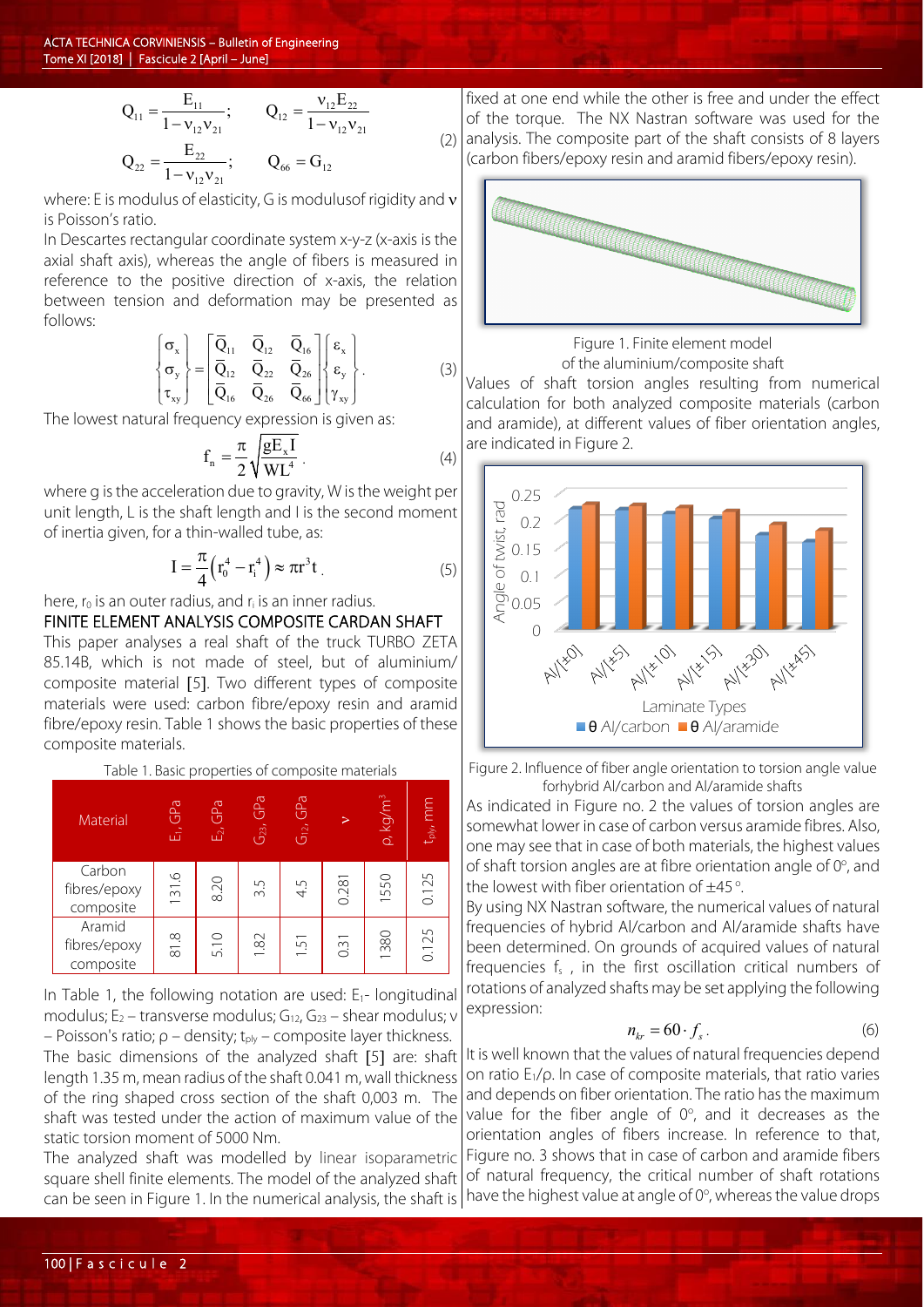$$Q_{11} = \frac{E_{11}}{1-\nu_{12}\nu_{21}}; \qquad Q_{12} = \frac{\nu_{12}E_{22}}{1-\nu_{12}\nu_{21}}$$
$$Q_{22} = \frac{E_{22}}{1-\nu_{12}\nu_{21}}; \qquad Q_{66} = G_{12} \tag{2}$$

where: E is modulus of elasticity, G is modulusof rigidity and ν is Poisson's ratio.

In Descartes rectangular coordinate system x-y-z (x-axis is the axial shaft axis), whereas the angle of fibers is measured in reference to the positive direction of x-axis, the relation between tension and deformation may be presented as follows:

$$\begin{Bmatrix} \sigma_x \\ \sigma_y \\ \tau_{xy} \end{Bmatrix} = \begin{bmatrix} \bar{Q}_{11} & \bar{Q}_{12} & \bar{Q}_{16} \\ \bar{Q}_{12} & \bar{Q}_{22} & \bar{Q}_{26} \\ \bar{Q}_{16} & \bar{Q}_{26} & \bar{Q}_{66} \end{bmatrix} \begin{Bmatrix} \varepsilon_x \\ \varepsilon_y \\ \gamma_{xy} \end{Bmatrix}. \tag{3}$$

The lowest natural frequency expression is given as:

$$f_n = \frac{\pi}{2}\sqrt{\frac{gE_x I}{WL^4}}. \tag{4}$$

where g is the acceleration due to gravity, W is the weight per unit length, L is the shaft length and I is the second moment of inertia given, for a thin-walled tube, as:

$$I = \frac{\pi}{4}\left(r_0^4 - r_i^4\right) \approx \pi r^3 t. \tag{5}$$

here, $r_0$ is an outer radius, and $r_i$ is an inner radius.

## FINITE ELEMENT ANALYSIS COMPOSITE CARDAN SHAFT

This paper analyses a real shaft of the truck TURBO ZETA 85.14B, which is not made of steel, but of aluminium/composite material [5]. Two different types of composite materials were used: carbon fibre/epoxy resin and aramid fibre/epoxy resin. Table 1 shows the basic properties of these composite materials.

Table 1. Basic properties of composite materials

| Material | $E_1$, GPa | $E_2$, GPa | $G_{23}$, GPa | $G_{12}$, GPa | ν | ρ, kg/m³ | $t_{ply}$, mm |
|---|---|---|---|---|---|---|---|
| Carbon fibres/epoxy composite | 131.6 | 8.20 | 3.5 | 4.5 | 0.281 | 1550 | 0.125 |
| Aramid fibres/epoxy composite | 81.8 | 5.10 | 1.82 | 1.51 | 0.31 | 1380 | 0.125 |

In Table 1, the following notation are used: $E_1$- longitudinal modulus; $E_2$ – transverse modulus; $G_{12}$, $G_{23}$ – shear modulus; ν – Poisson's ratio; ρ – density; $t_{ply}$ – composite layer thickness.

The basic dimensions of the analyzed shaft [5] are: shaft length 1.35 m, mean radius of the shaft 0.041 m, wall thickness of the ring shaped cross section of the shaft 0,003 m. The shaft was tested under the action of maximum value of the static torsion moment of 5000 Nm.

The analyzed shaft was modelled by linear isoparametric square shell finite elements. The model of the analyzed shaft can be seen in Figure 1. In the numerical analysis, the shaft is fixed at one end while the other is free and under the effect of the torque. The NX Nastran software was used for the analysis. The composite part of the shaft consists of 8 layers (carbon fibers/epoxy resin and aramid fibers/epoxy resin).

Figure 1. Finite element model of the aluminium/composite shaft

Values of shaft torsion angles resulting from numerical calculation for both analyzed composite materials (carbon and aramide), at different values of fiber orientation angles, are indicated in Figure 2.

Figure 2. Influence of fiber angle orientation to torsion angle value forhybrid Al/carbon and Al/aramide shafts

As indicated in Figure no. 2 the values of torsion angles are somewhat lower in case of carbon versus aramide fibres. Also, one may see that in case of both materials, the highest values of shaft torsion angles are at fibre orientation angle of 0°, and the lowest with fiber orientation of ±45°.

By using NX Nastran software, the numerical values of natural frequencies of hybrid Al/carbon and Al/aramide shafts have been determined. On grounds of acquired values of natural frequencies $f_s$, in the first oscillation critical numbers of rotations of analyzed shafts may be set applying the following expression:

$$n_{kr} = 60 \cdot f_s. \tag{6}$$

It is well known that the values of natural frequencies depend on ratio $E_1/\rho$. In case of composite materials, that ratio varies and depends on fiber orientation. The ratio has the maximum value for the fiber angle of 0°, and it decreases as the orientation angles of fibers increase. In reference to that, Figure no. 3 shows that in case of carbon and aramide fibers of natural frequency, the critical number of shaft rotations have the highest value at angle of 0°, whereas the value drops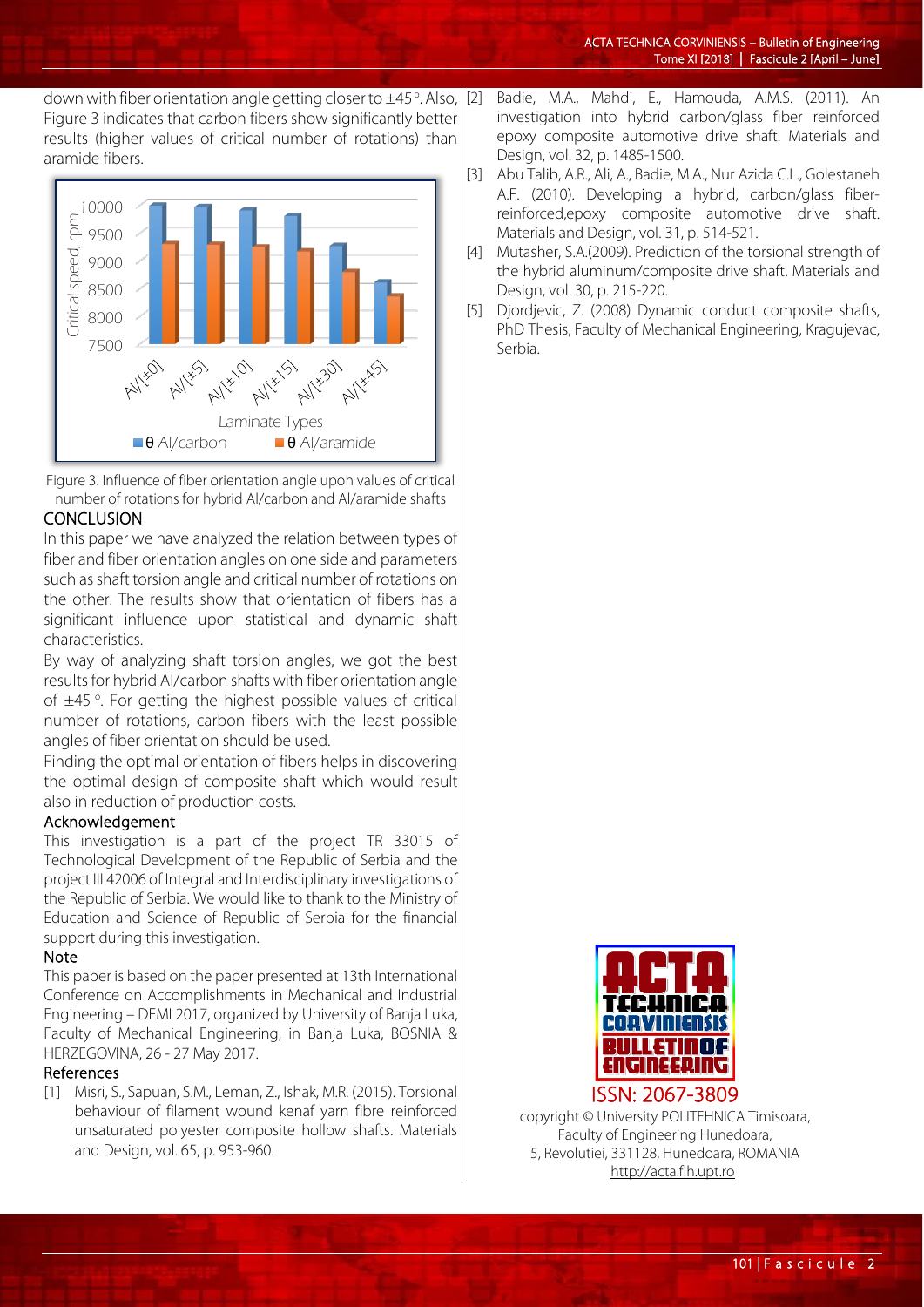down with fiber orientation angle getting closer to ±45 °. Also, Figure 3 indicates that carbon fibers show significantly better results (higher values of critical number of rotations) than aramide fibers.

Critical speed, rpm
10000
9500
9000
8500
8000
7500
Al/[±0]
Al/[±5]
Al/[±10]
Al/[±15]
Al/[±30]
Al/[±45]
Laminate Types
θ Al/carbon
θ Al/aramide

Figure 3. Influence of fiber orientation angle upon values of critical number of rotations for hybrid Al/carbon and Al/aramide shafts

## CONCLUSION

In this paper we have analyzed the relation between types of fiber and fiber orientation angles on one side and parameters such as shaft torsion angle and critical number of rotations on the other. The results show that orientation of fibers has a significant influence upon statistical and dynamic shaft characteristics.

By way of analyzing shaft torsion angles, we got the best results for hybrid Al/carbon shafts with fiber orientation angle of ±45 °. For getting the highest possible values of critical number of rotations, carbon fibers with the least possible angles of fiber orientation should be used.

Finding the optimal orientation of fibers helps in discovering the optimal design of composite shaft which would result also in reduction of production costs.

### Acknowledgement

This investigation is a part of the project TR 33015 of Technological Development of the Republic of Serbia and the project III 42006 of Integral and Interdisciplinary investigations of the Republic of Serbia. We would like to thank to the Ministry of Education and Science of Republic of Serbia for the financial support during this investigation.

### Note

This paper is based on the paper presented at 13th International Conference on Accomplishments in Mechanical and Industrial Engineering – DEMI 2017, organized by University of Banja Luka, Faculty of Mechanical Engineering, in Banja Luka, BOSNIA & HERZEGOVINA, 26 - 27 May 2017.

### References

[1] Misri, S., Sapuan, S.M., Leman, Z., Ishak, M.R. (2015). Torsional behaviour of filament wound kenaf yarn fibre reinforced unsaturated polyester composite hollow shafts. Materials and Design, vol. 65, p. 953-960.

[2] Badie, M.A., Mahdi, E., Hamouda, A.M.S. (2011). An investigation into hybrid carbon/glass fiber reinforced epoxy composite automotive drive shaft. Materials and Design, vol. 32, p. 1485-1500.

[3] Abu Talib, A.R., Ali, A., Badie, M.A., Nur Azida C.L., Golestaneh A.F. (2010). Developing a hybrid, carbon/glass fiber-reinforced,epoxy composite automotive drive shaft. Materials and Design, vol. 31, p. 514-521.

[4] Mutasher, S.A.(2009). Prediction of the torsional strength of the hybrid aluminum/composite drive shaft. Materials and Design, vol. 30, p. 215-220.

[5] Djordjevic, Z. (2008) Dynamic conduct composite shafts, PhD Thesis, Faculty of Mechanical Engineering, Kragujevac, Serbia.

ISSN: 2067-3809
copyright © University POLITEHNICA Timisoara, Faculty of Engineering Hunedoara, 5, Revolutiei, 331128, Hunedoara, ROMANIA
http://acta.fih.upt.ro